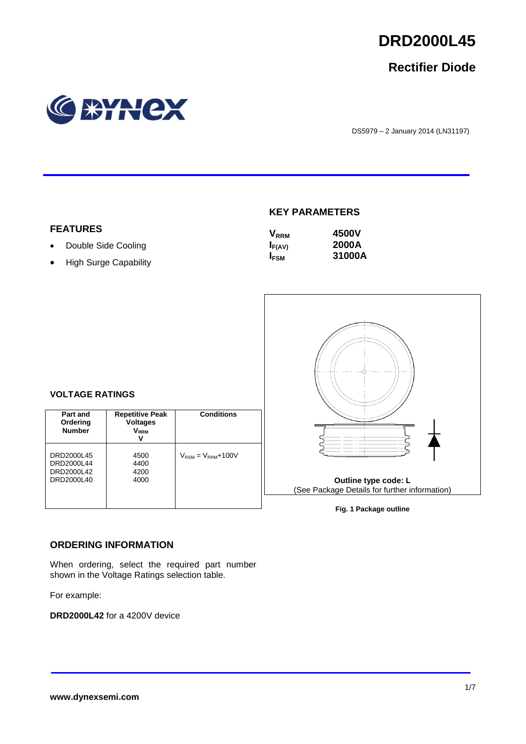# DRD2000L45

## Rectifier Diode

DS5979 – 2 January 2014 (LN31197)

## FEATURES

- Double Side Cooling
- High Surge Capability

## KEY PARAMETERS

| | |
|---|---|
| $V_{RRM}$ | **4500V** |
| $I_{F(AV)}$ | **2000A** |
| $I_{FSM}$ | **31000A** |

## VOLTAGE RATINGS

| Part and Ordering Number | Repetitive Peak Voltages $V_{RRM}$ V | Conditions |
|---|---|---|
| DRD2000L45<br>DRD2000L44<br>DRD2000L42<br>DRD2000L40 | 4500<br>4400<br>4200<br>4000 | $V_{RSM} = V_{RRM}$+100V |

**Outline type code: L**
(See Package Details for further information)

**Fig. 1 Package outline**

## ORDERING INFORMATION

When ordering, select the required part number shown in the Voltage Ratings selection table.

For example:

**DRD2000L42** for a 4200V device

**www.dynexsemi.com**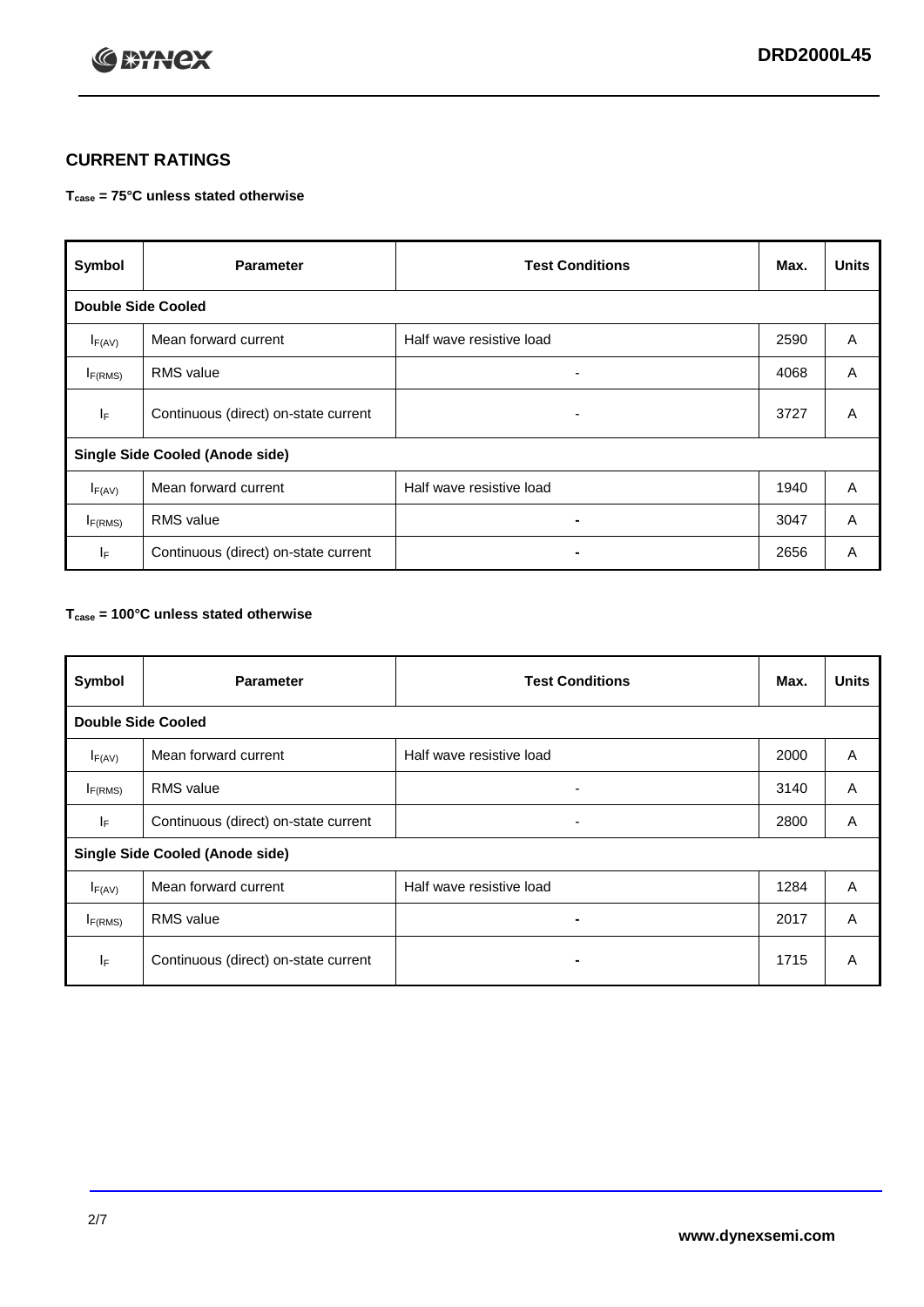## CURRENT RATINGS

**$T_{case}$ = 75°C unless stated otherwise**

| Symbol | Parameter | Test Conditions | Max. | Units |
|---|---|---|---|---|
| **Double Side Cooled** | | | | |
| $I_{F(AV)}$ | Mean forward current | Half wave resistive load | 2590 | A |
| $I_{F(RMS)}$ | RMS value | - | 4068 | A |
| $I_F$ | Continuous (direct) on-state current | - | 3727 | A |
| **Single Side Cooled (Anode side)** | | | | |
| $I_{F(AV)}$ | Mean forward current | Half wave resistive load | 1940 | A |
| $I_{F(RMS)}$ | RMS value | - | 3047 | A |
| $I_F$ | Continuous (direct) on-state current | - | 2656 | A |

**$T_{case}$ = 100°C unless stated otherwise**

| Symbol | Parameter | Test Conditions | Max. | Units |
|---|---|---|---|---|
| **Double Side Cooled** | | | | |
| $I_{F(AV)}$ | Mean forward current | Half wave resistive load | 2000 | A |
| $I_{F(RMS)}$ | RMS value | - | 3140 | A |
| $I_F$ | Continuous (direct) on-state current | - | 2800 | A |
| **Single Side Cooled (Anode side)** | | | | |
| $I_{F(AV)}$ | Mean forward current | Half wave resistive load | 1284 | A |
| $I_{F(RMS)}$ | RMS value | - | 2017 | A |
| $I_F$ | Continuous (direct) on-state current | - | 1715 | A |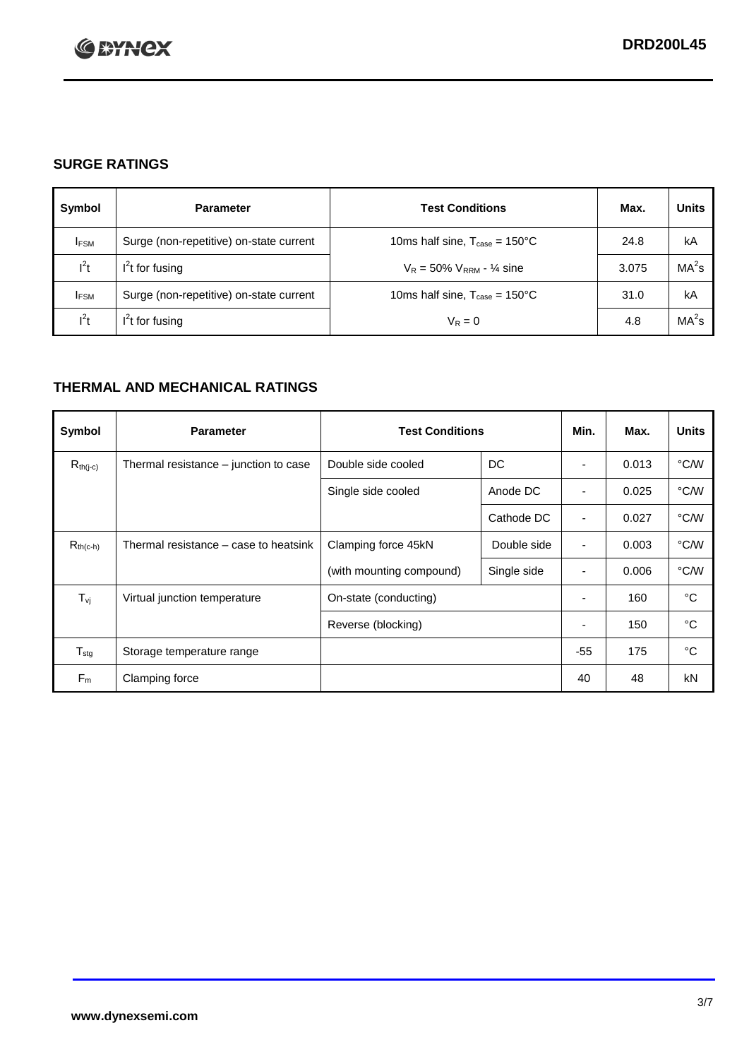## SURGE RATINGS

| Symbol | Parameter | Test Conditions | Max. | Units |
|---|---|---|---|---|
| $I_{FSM}$ | Surge (non-repetitive) on-state current | 10ms half sine, $T_{case}$ = 150°C | 24.8 | kA |
| $I^2t$ | $I^2t$ for fusing | $V_R$ = 50% $V_{RRM}$ - ¼ sine | 3.075 | $MA^2s$ |
| $I_{FSM}$ | Surge (non-repetitive) on-state current | 10ms half sine, $T_{case}$ = 150°C | 31.0 | kA |
| $I^2t$ | $I^2t$ for fusing | $V_R$ = 0 | 4.8 | $MA^2s$ |

## THERMAL AND MECHANICAL RATINGS

| Symbol | Parameter | Test Conditions | | Min. | Max. | Units |
|---|---|---|---|---|---|---|
| $R_{th(j-c)}$ | Thermal resistance – junction to case | Double side cooled | DC | - | 0.013 | °C/W |
| | | Single side cooled | Anode DC | - | 0.025 | °C/W |
| | | | Cathode DC | - | 0.027 | °C/W |
| $R_{th(c-h)}$ | Thermal resistance – case to heatsink | Clamping force 45kN | Double side | - | 0.003 | °C/W |
| | | (with mounting compound) | Single side | - | 0.006 | °C/W |
| $T_{vj}$ | Virtual junction temperature | On-state (conducting) | | - | 160 | °C |
| | | Reverse (blocking) | | - | 150 | °C |
| $T_{stg}$ | Storage temperature range | | | -55 | 175 | °C |
| $F_m$ | Clamping force | | | 40 | 48 | kN |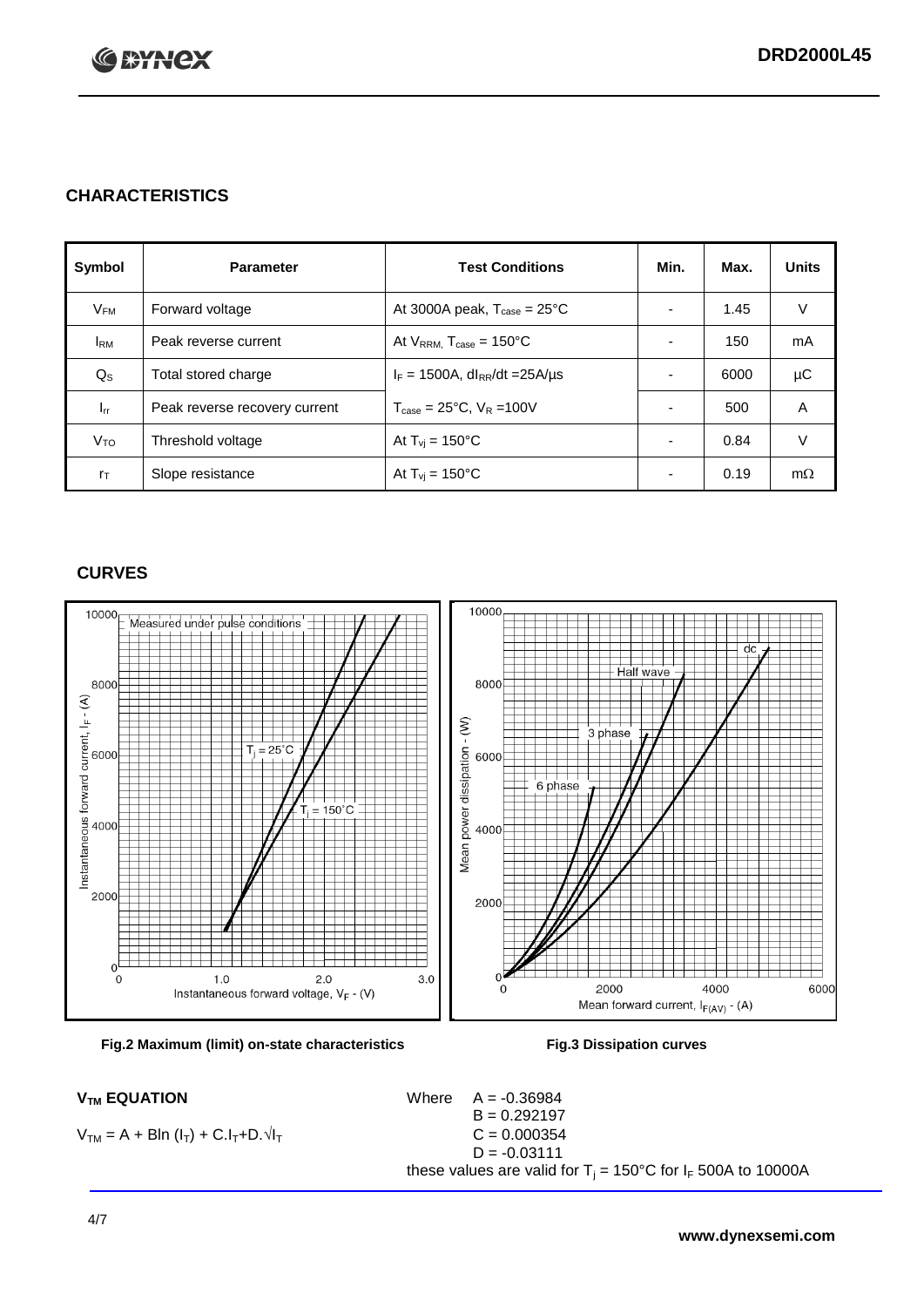## CHARACTERISTICS

| Symbol | Parameter | Test Conditions | Min. | Max. | Units |
|---|---|---|---|---|---|
| $V_{FM}$ | Forward voltage | At 3000A peak, $T_{case}$ = 25°C | - | 1.45 | V |
| $I_{RM}$ | Peak reverse current | At $V_{RRM}$, $T_{case}$ = 150°C | - | 150 | mA |
| $Q_S$ | Total stored charge | $I_F$ = 1500A, $dI_{RR}/dt$ =25A/µs | - | 6000 | µC |
| $I_{rr}$ | Peak reverse recovery current | $T_{case}$ = 25°C, $V_R$ =100V | - | 500 | A |
| $V_{TO}$ | Threshold voltage | At $T_{vj}$ = 150°C | - | 0.84 | V |
| $r_T$ | Slope resistance | At $T_{vj}$ = 150°C | - | 0.19 | mΩ |

## CURVES

Fig.2 Maximum (limit) on-state characteristics

Fig.3 Dissipation curves

### $V_{TM}$ EQUATION

$$V_{TM} = A + B\ln(I_T) + C.I_T + D.\sqrt{I_T}$$

Where
A = -0.36984
B = 0.292197
C = 0.000354
D = -0.03111

these values are valid for $T_j$ = 150°C for $I_F$ 500A to 10000A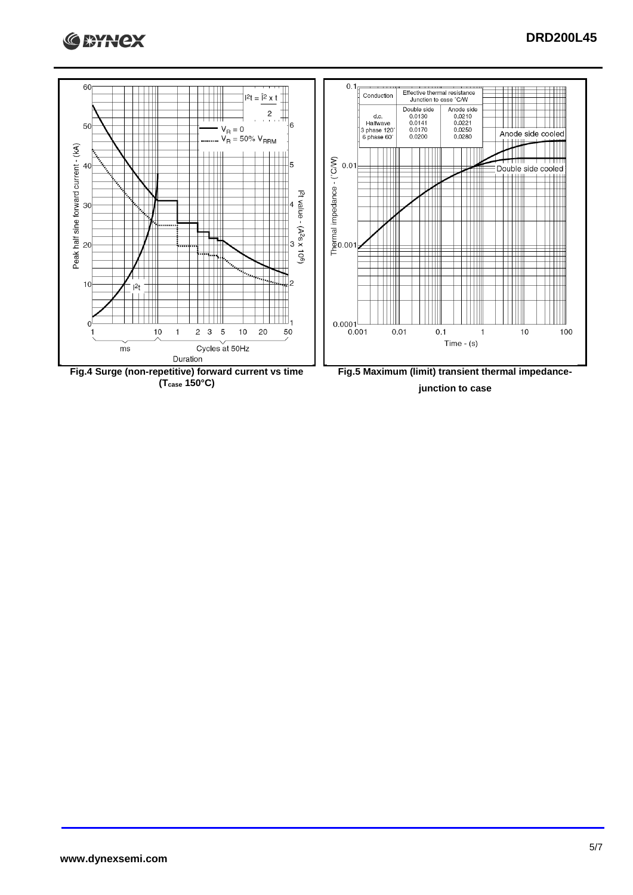Fig.4 Surge (non-repetitive) forward current vs time ($T_{case}$ 150°C)

| Conduction | Effective thermal resistance Junction to case °C/W | |
|---|---|---|
| | Double side | Anode side |
| d.c. | 0.0130 | 0.0210 |
| Halfwave | 0.0141 | 0.0221 |
| 3 phase 120° | 0.0170 | 0.0250 |
| 6 phase 60° | 0.0200 | 0.0280 |

Fig.5 Maximum (limit) transient thermal impedance-junction to case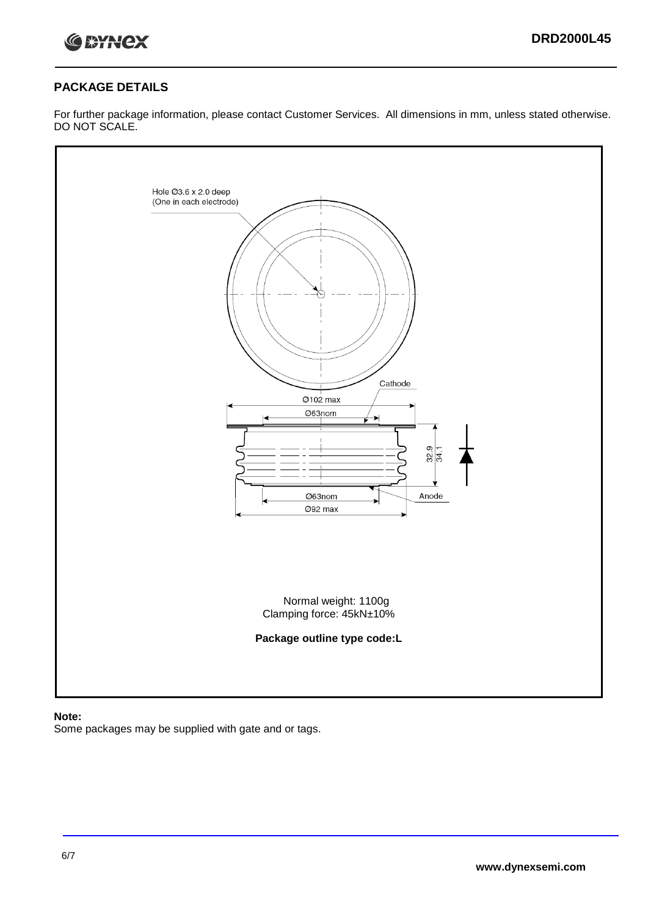## PACKAGE DETAILS

For further package information, please contact Customer Services. All dimensions in mm, unless stated otherwise. DO NOT SCALE.

Hole Ø3.6 x 2.0 deep (One in each electrode)

Cathode

Ø102 max

Ø63nom

32.9

34.1

Ø63nom

Ø92 max

Anode

Normal weight: 1100g

Clamping force: 45kN±10%

**Package outline type code:L**

**Note:**

Some packages may be supplied with gate and or tags.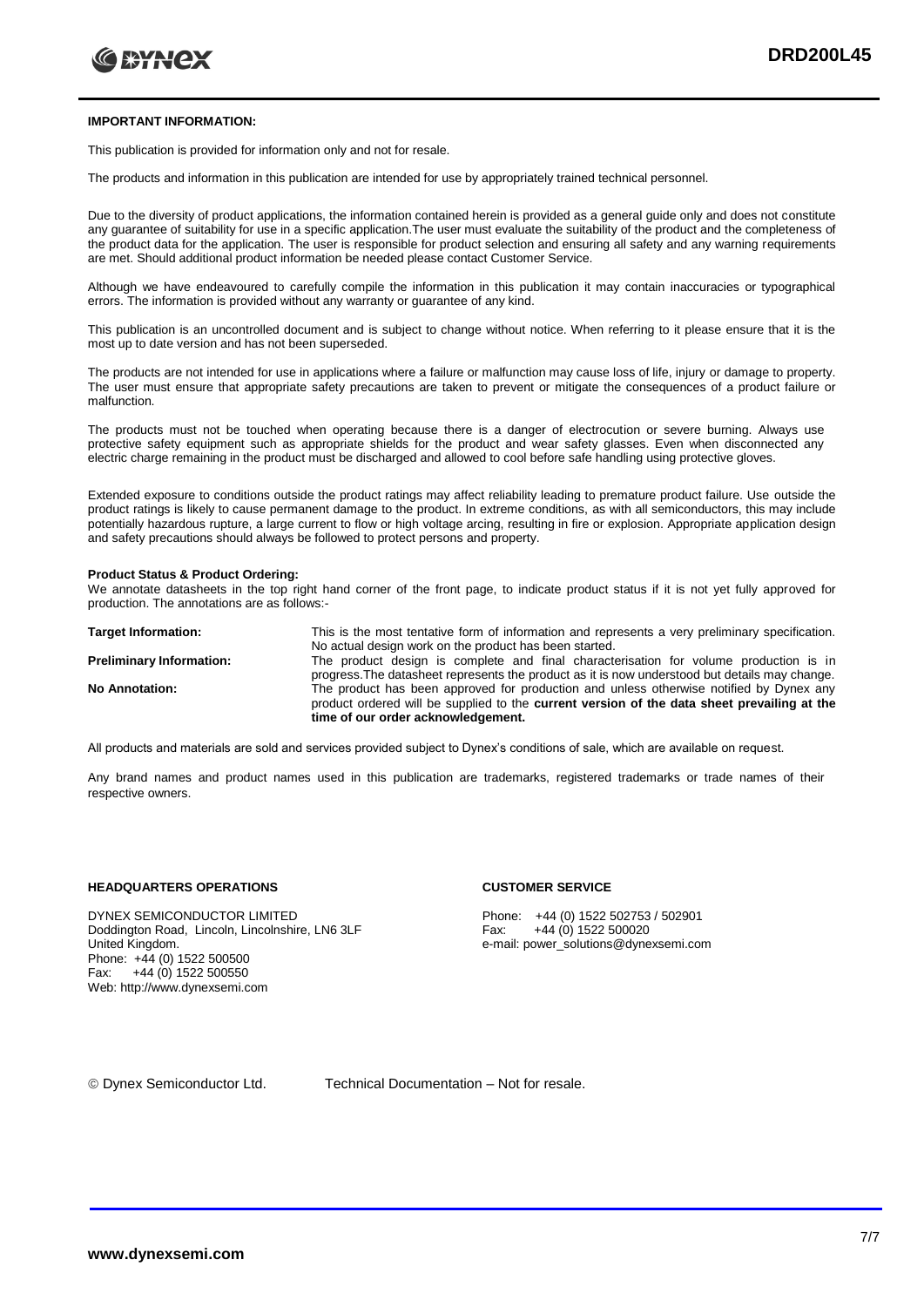**IMPORTANT INFORMATION:**

This publication is provided for information only and not for resale.

The products and information in this publication are intended for use by appropriately trained technical personnel.

Due to the diversity of product applications, the information contained herein is provided as a general guide only and does not constitute any guarantee of suitability for use in a specific application.The user must evaluate the suitability of the product and the completeness of the product data for the application. The user is responsible for product selection and ensuring all safety and any warning requirements are met. Should additional product information be needed please contact Customer Service.

Although we have endeavoured to carefully compile the information in this publication it may contain inaccuracies or typographical errors. The information is provided without any warranty or guarantee of any kind.

This publication is an uncontrolled document and is subject to change without notice. When referring to it please ensure that it is the most up to date version and has not been superseded.

The products are not intended for use in applications where a failure or malfunction may cause loss of life, injury or damage to property. The user must ensure that appropriate safety precautions are taken to prevent or mitigate the consequences of a product failure or malfunction.

The products must not be touched when operating because there is a danger of electrocution or severe burning. Always use protective safety equipment such as appropriate shields for the product and wear safety glasses. Even when disconnected any electric charge remaining in the product must be discharged and allowed to cool before safe handling using protective gloves.

Extended exposure to conditions outside the product ratings may affect reliability leading to premature product failure. Use outside the product ratings is likely to cause permanent damage to the product. In extreme conditions, as with all semiconductors, this may include potentially hazardous rupture, a large current to flow or high voltage arcing, resulting in fire or explosion. Appropriate application design and safety precautions should always be followed to protect persons and property.

**Product Status & Product Ordering:**

We annotate datasheets in the top right hand corner of the front page, to indicate product status if it is not yet fully approved for production. The annotations are as follows:-

| | |
|---|---|
| **Target Information:** | This is the most tentative form of information and represents a very preliminary specification. No actual design work on the product has been started. |
| **Preliminary Information:** | The product design is complete and final characterisation for volume production is in progress.The datasheet represents the product as it is now understood but details may change. |
| **No Annotation:** | The product has been approved for production and unless otherwise notified by Dynex any product ordered will be supplied to the **current version of the data sheet prevailing at the time of our order acknowledgement.** |

All products and materials are sold and services provided subject to Dynex's conditions of sale, which are available on request.

Any brand names and product names used in this publication are trademarks, registered trademarks or trade names of their respective owners.

**HEADQUARTERS OPERATIONS**

DYNEX SEMICONDUCTOR LIMITED
Doddington Road, Lincoln, Lincolnshire, LN6 3LF
United Kingdom.
Phone: +44 (0) 1522 500500
Fax: +44 (0) 1522 500550
Web: http://www.dynexsemi.com

**CUSTOMER SERVICE**

Phone: +44 (0) 1522 502753 / 502901
Fax: +44 (0) 1522 500020
e-mail: power_solutions@dynexsemi.com

© Dynex Semiconductor Ltd. Technical Documentation – Not for resale.